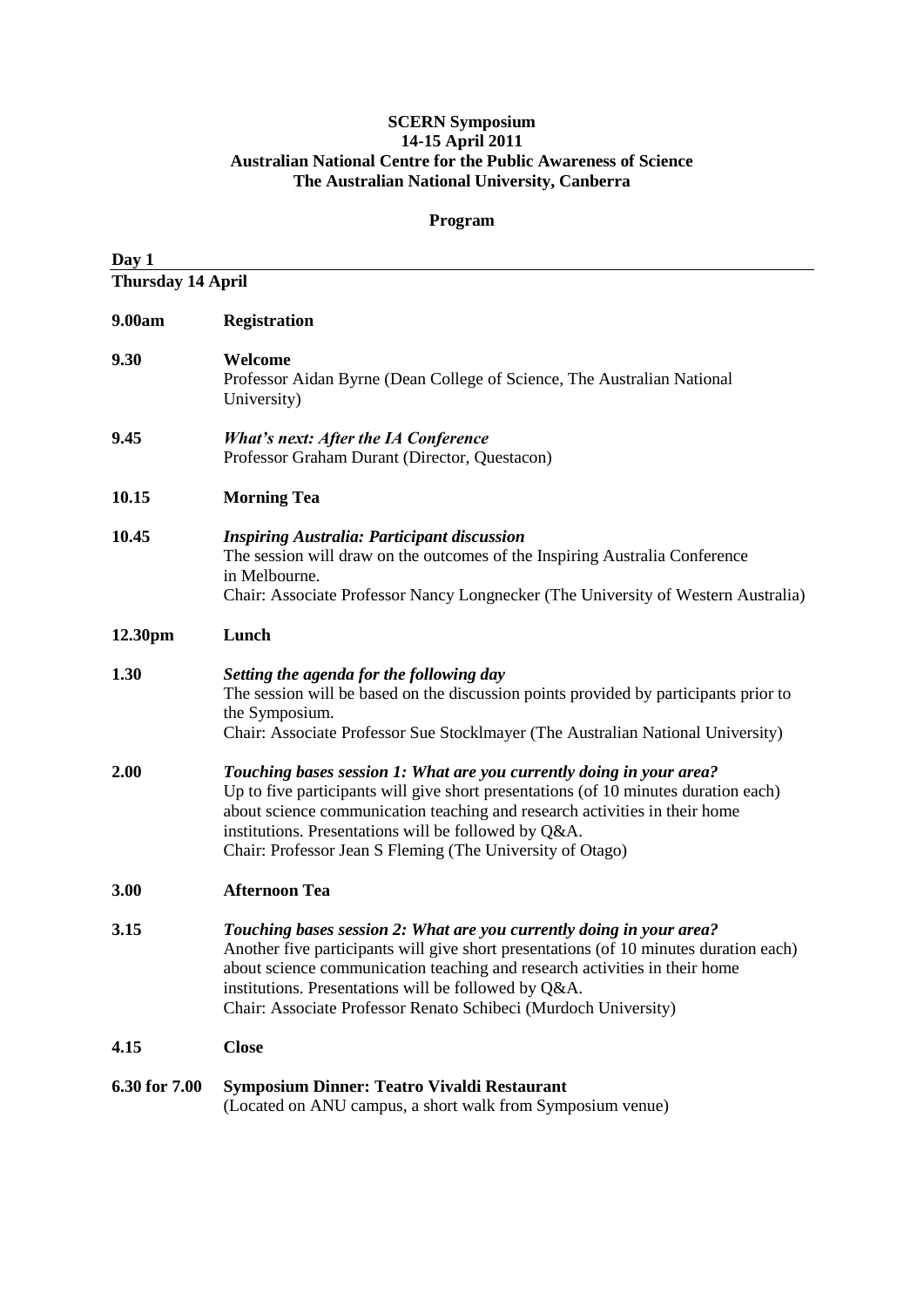**SCERN Symposium**
**14-15 April 2011**
**Australian National Centre for the Public Awareness of Science**
**The Australian National University, Canberra**

**Program**

## Day 1

**Thursday 14 April**

**9.00am** **Registration**

**9.30** **Welcome**
Professor Aidan Byrne (Dean College of Science, The Australian National University)

**9.45** ***What's next: After the IA Conference***
Professor Graham Durant (Director, Questacon)

**10.15** **Morning Tea**

**10.45** ***Inspiring Australia: Participant discussion***
The session will draw on the outcomes of the Inspiring Australia Conference in Melbourne.
Chair: Associate Professor Nancy Longnecker (The University of Western Australia)

**12.30pm** **Lunch**

**1.30** ***Setting the agenda for the following day***
The session will be based on the discussion points provided by participants prior to the Symposium.
Chair: Associate Professor Sue Stocklmayer (The Australian National University)

**2.00** ***Touching bases session 1: What are you currently doing in your area?***
Up to five participants will give short presentations (of 10 minutes duration each) about science communication teaching and research activities in their home institutions. Presentations will be followed by Q&A.
Chair: Professor Jean S Fleming (The University of Otago)

**3.00** **Afternoon Tea**

**3.15** ***Touching bases session 2: What are you currently doing in your area?***
Another five participants will give short presentations (of 10 minutes duration each) about science communication teaching and research activities in their home institutions. Presentations will be followed by Q&A.
Chair: Associate Professor Renato Schibeci (Murdoch University)

**4.15** **Close**

**6.30 for 7.00** **Symposium Dinner: Teatro Vivaldi Restaurant**
(Located on ANU campus, a short walk from Symposium venue)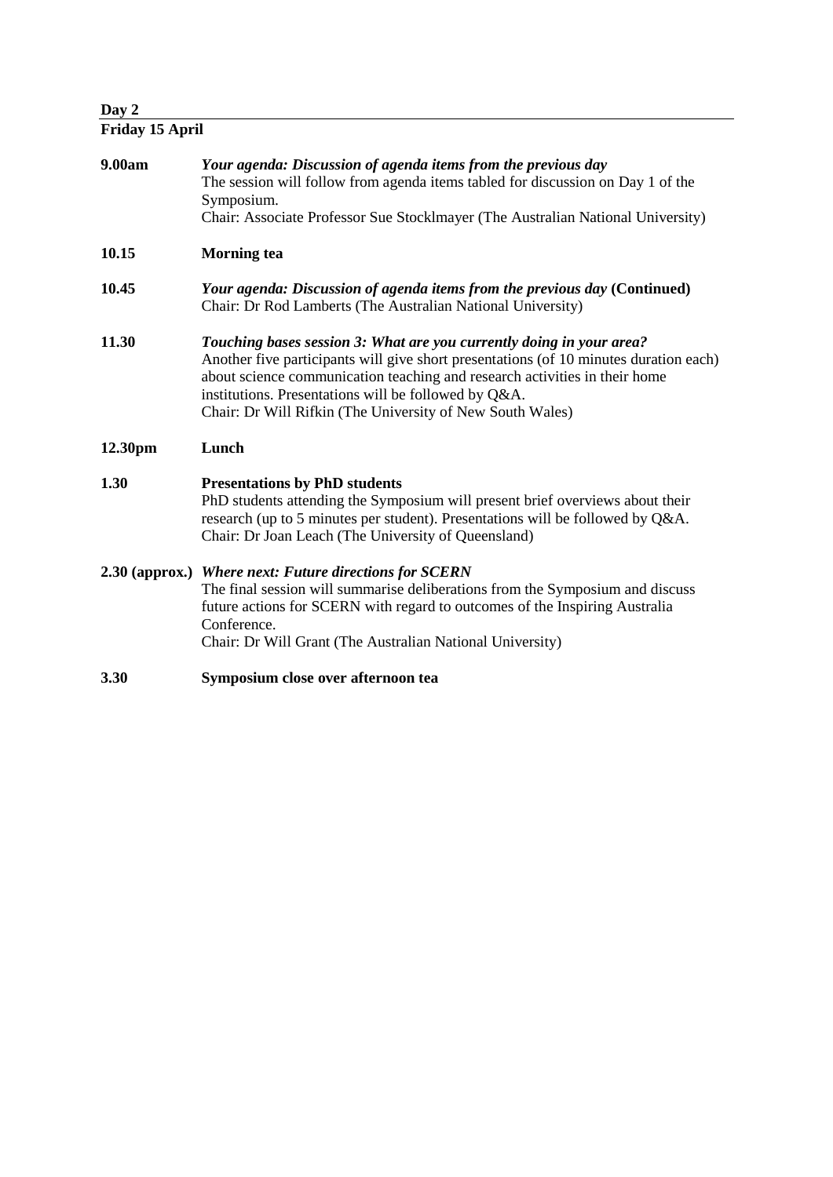**Day 2**

**Friday 15 April**

| | |
|---|---|
| **9.00am** | ***Your agenda: Discussion of agenda items from the previous day***<br>The session will follow from agenda items tabled for discussion on Day 1 of the Symposium.<br>Chair: Associate Professor Sue Stocklmayer (The Australian National University) |
| **10.15** | **Morning tea** |
| **10.45** | ***Your agenda: Discussion of agenda items from the previous day* (Continued)**<br>Chair: Dr Rod Lamberts (The Australian National University) |
| **11.30** | ***Touching bases session 3: What are you currently doing in your area?***<br>Another five participants will give short presentations (of 10 minutes duration each) about science communication teaching and research activities in their home institutions. Presentations will be followed by Q&A.<br>Chair: Dr Will Rifkin (The University of New South Wales) |
| **12.30pm** | **Lunch** |
| **1.30** | **Presentations by PhD students**<br>PhD students attending the Symposium will present brief overviews about their research (up to 5 minutes per student). Presentations will be followed by Q&A.<br>Chair: Dr Joan Leach (The University of Queensland) |
| **2.30 (approx.)** | ***Where next: Future directions for SCERN***<br>The final session will summarise deliberations from the Symposium and discuss future actions for SCERN with regard to outcomes of the Inspiring Australia Conference.<br>Chair: Dr Will Grant (The Australian National University) |
| **3.30** | **Symposium close over afternoon tea** |